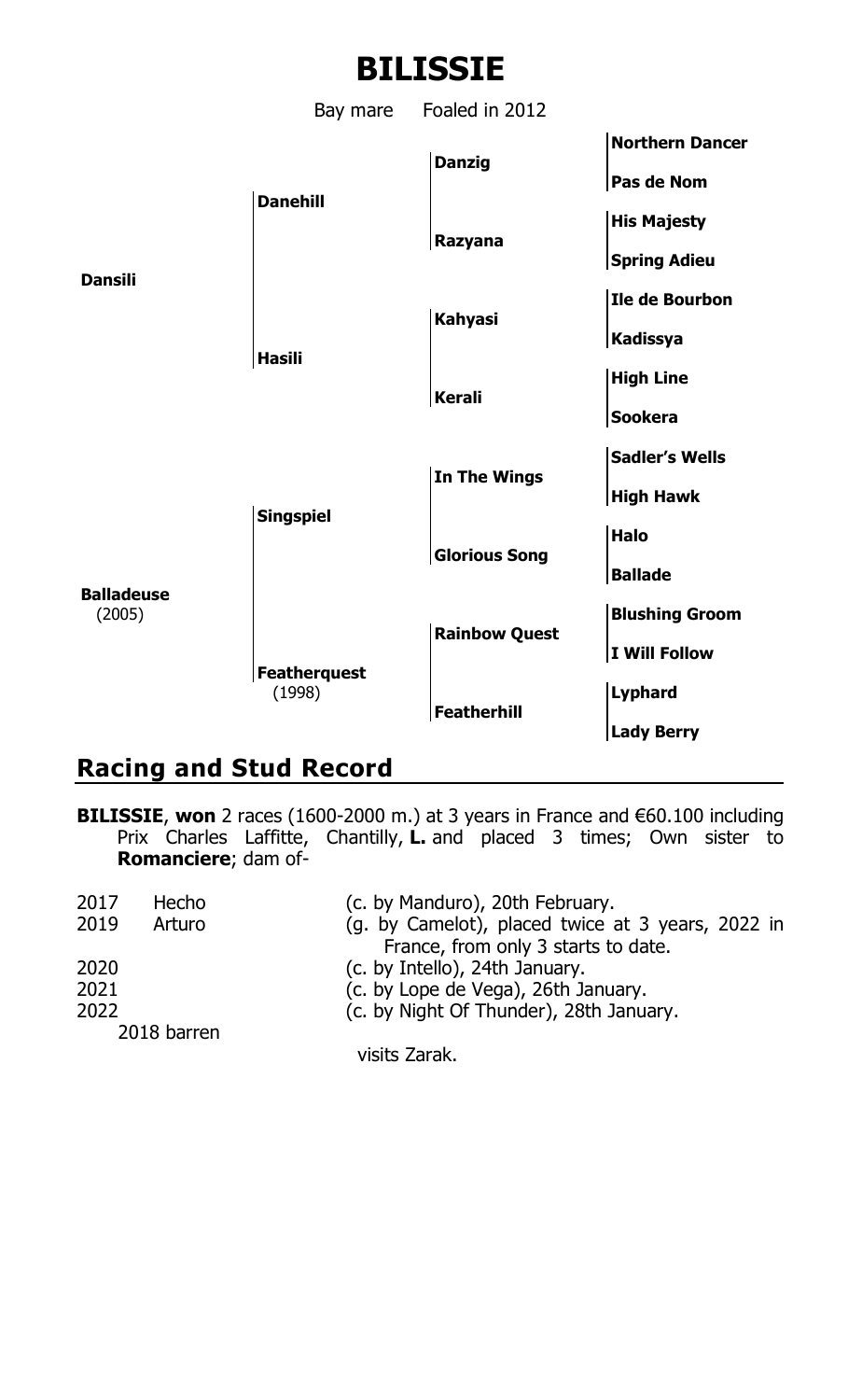# BILISSIE

Bay mare Foaled in 2012

| | | | |
|---|---|---|---|
| **Dansili** | **Danehill** | **Danzig** | **Northern Dancer** |
| | | | **Pas de Nom** |
| | | **Razyana** | **His Majesty** |
| | | | **Spring Adieu** |
| | **Hasili** | **Kahyasi** | **Ile de Bourbon** |
| | | | **Kadissya** |
| | | **Kerali** | **High Line** |
| | | | **Sookera** |
| **Balladeuse** (2005) | **Singspiel** | **In The Wings** | **Sadler's Wells** |
| | | | **High Hawk** |
| | | **Glorious Song** | **Halo** |
| | | | **Ballade** |
| | **Featherquest** (1998) | **Rainbow Quest** | **Blushing Groom** |
| | | | **I Will Follow** |
| | | **Featherhill** | **Lyphard** |
| | | | **Lady Berry** |

## Racing and Stud Record

**BILISSIE**, **won** 2 races (1600-2000 m.) at 3 years in France and €60.100 including Prix Charles Laffitte, Chantilly, **L.** and placed 3 times; Own sister to **Romanciere**; dam of-

| | | |
|---|---|---|
| 2017 | Hecho | (c. by Manduro), 20th February. |
| 2019 | Arturo | (g. by Camelot), placed twice at 3 years, 2022 in France, from only 3 starts to date. |
| 2020 | | (c. by Intello), 24th January. |
| 2021 | | (c. by Lope de Vega), 26th January. |
| 2022 | | (c. by Night Of Thunder), 28th January. |
| 2018 barren | | |

visits Zarak.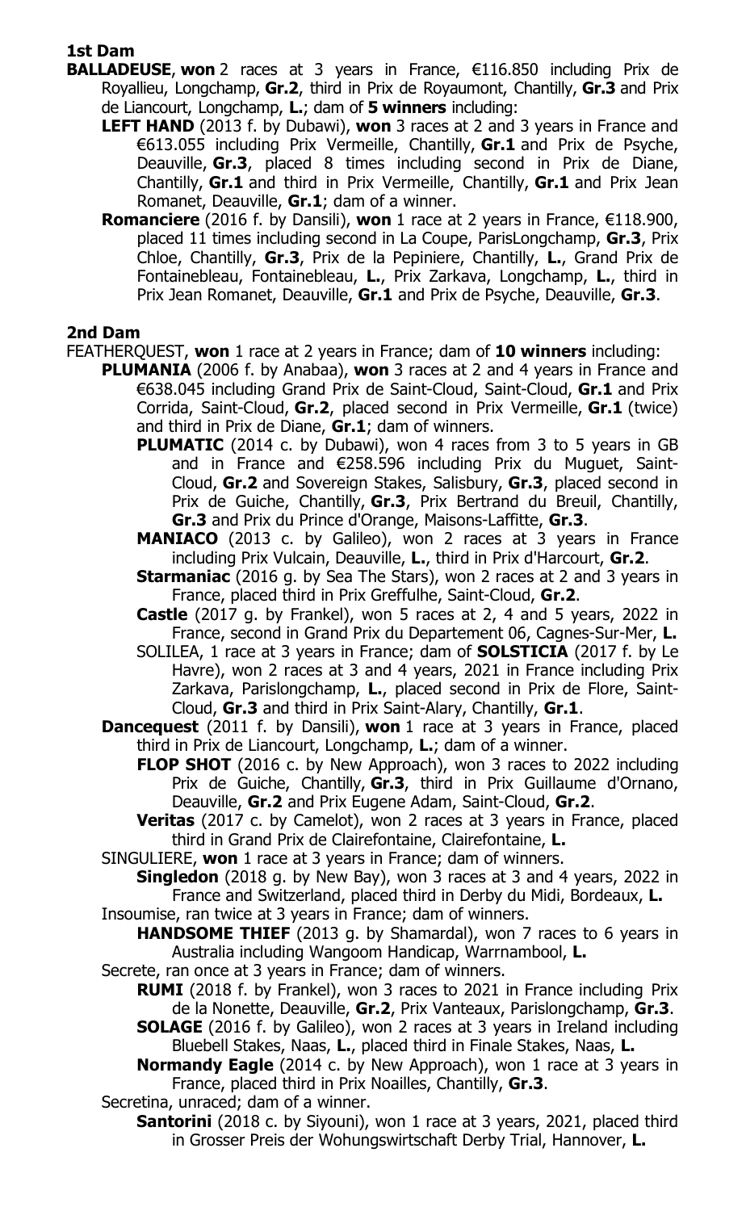## 1st Dam

**BALLADEUSE**, **won** 2 races at 3 years in France, €116.850 including Prix de Royallieu, Longchamp, **Gr.2**, third in Prix de Royaumont, Chantilly, **Gr.3** and Prix de Liancourt, Longchamp, **L.**; dam of **5 winners** including:

- **LEFT HAND** (2013 f. by Dubawi), **won** 3 races at 2 and 3 years in France and €613.055 including Prix Vermeille, Chantilly, **Gr.1** and Prix de Psyche, Deauville, **Gr.3**, placed 8 times including second in Prix de Diane, Chantilly, **Gr.1** and third in Prix Vermeille, Chantilly, **Gr.1** and Prix Jean Romanet, Deauville, **Gr.1**; dam of a winner.
- **Romanciere** (2016 f. by Dansili), **won** 1 race at 2 years in France, €118.900, placed 11 times including second in La Coupe, ParisLongchamp, **Gr.3**, Prix Chloe, Chantilly, **Gr.3**, Prix de la Pepiniere, Chantilly, **L.**, Grand Prix de Fontainebleau, Fontainebleau, **L.**, Prix Zarkava, Longchamp, **L.**, third in Prix Jean Romanet, Deauville, **Gr.1** and Prix de Psyche, Deauville, **Gr.3**.

## 2nd Dam

FEATHERQUEST, **won** 1 race at 2 years in France; dam of **10 winners** including:

- **PLUMANIA** (2006 f. by Anabaa), **won** 3 races at 2 and 4 years in France and €638.045 including Grand Prix de Saint-Cloud, Saint-Cloud, **Gr.1** and Prix Corrida, Saint-Cloud, **Gr.2**, placed second in Prix Vermeille, **Gr.1** (twice) and third in Prix de Diane, **Gr.1**; dam of winners.
  - **PLUMATIC** (2014 c. by Dubawi), won 4 races from 3 to 5 years in GB and in France and €258.596 including Prix du Muguet, Saint-Cloud, **Gr.2** and Sovereign Stakes, Salisbury, **Gr.3**, placed second in Prix de Guiche, Chantilly, **Gr.3**, Prix Bertrand du Breuil, Chantilly, **Gr.3** and Prix du Prince d'Orange, Maisons-Laffitte, **Gr.3**.
  - **MANIACO** (2013 c. by Galileo), won 2 races at 3 years in France including Prix Vulcain, Deauville, **L.**, third in Prix d'Harcourt, **Gr.2**.
  - **Starmaniac** (2016 g. by Sea The Stars), won 2 races at 2 and 3 years in France, placed third in Prix Greffulhe, Saint-Cloud, **Gr.2**.
  - **Castle** (2017 g. by Frankel), won 5 races at 2, 4 and 5 years, 2022 in France, second in Grand Prix du Departement 06, Cagnes-Sur-Mer, **L.**
  - SOLILEA, 1 race at 3 years in France; dam of **SOLSTICIA** (2017 f. by Le Havre), won 2 races at 3 and 4 years, 2021 in France including Prix Zarkava, Parislongchamp, **L.**, placed second in Prix de Flore, Saint-Cloud, **Gr.3** and third in Prix Saint-Alary, Chantilly, **Gr.1**.
- **Dancequest** (2011 f. by Dansili), **won** 1 race at 3 years in France, placed third in Prix de Liancourt, Longchamp, **L.**; dam of a winner.
  - **FLOP SHOT** (2016 c. by New Approach), won 3 races to 2022 including Prix de Guiche, Chantilly, **Gr.3**, third in Prix Guillaume d'Ornano, Deauville, **Gr.2** and Prix Eugene Adam, Saint-Cloud, **Gr.2**.
  - **Veritas** (2017 c. by Camelot), won 2 races at 3 years in France, placed third in Grand Prix de Clairefontaine, Clairefontaine, **L.**
- SINGULIERE, **won** 1 race at 3 years in France; dam of winners.
  - **Singledon** (2018 g. by New Bay), won 3 races at 3 and 4 years, 2022 in France and Switzerland, placed third in Derby du Midi, Bordeaux, **L.**
- Insoumise, ran twice at 3 years in France; dam of winners.
  - **HANDSOME THIEF** (2013 g. by Shamardal), won 7 races to 6 years in Australia including Wangoom Handicap, Warrnambool, **L.**
- Secrete, ran once at 3 years in France; dam of winners.
  - **RUMI** (2018 f. by Frankel), won 3 races to 2021 in France including Prix de la Nonette, Deauville, **Gr.2**, Prix Vanteaux, Parislongchamp, **Gr.3**.
  - **SOLAGE** (2016 f. by Galileo), won 2 races at 3 years in Ireland including Bluebell Stakes, Naas, **L.**, placed third in Finale Stakes, Naas, **L.**
  - **Normandy Eagle** (2014 c. by New Approach), won 1 race at 3 years in France, placed third in Prix Noailles, Chantilly, **Gr.3**.
- Secretina, unraced; dam of a winner.
  - **Santorini** (2018 c. by Siyouni), won 1 race at 3 years, 2021, placed third in Grosser Preis der Wohungswirtschaft Derby Trial, Hannover, **L.**